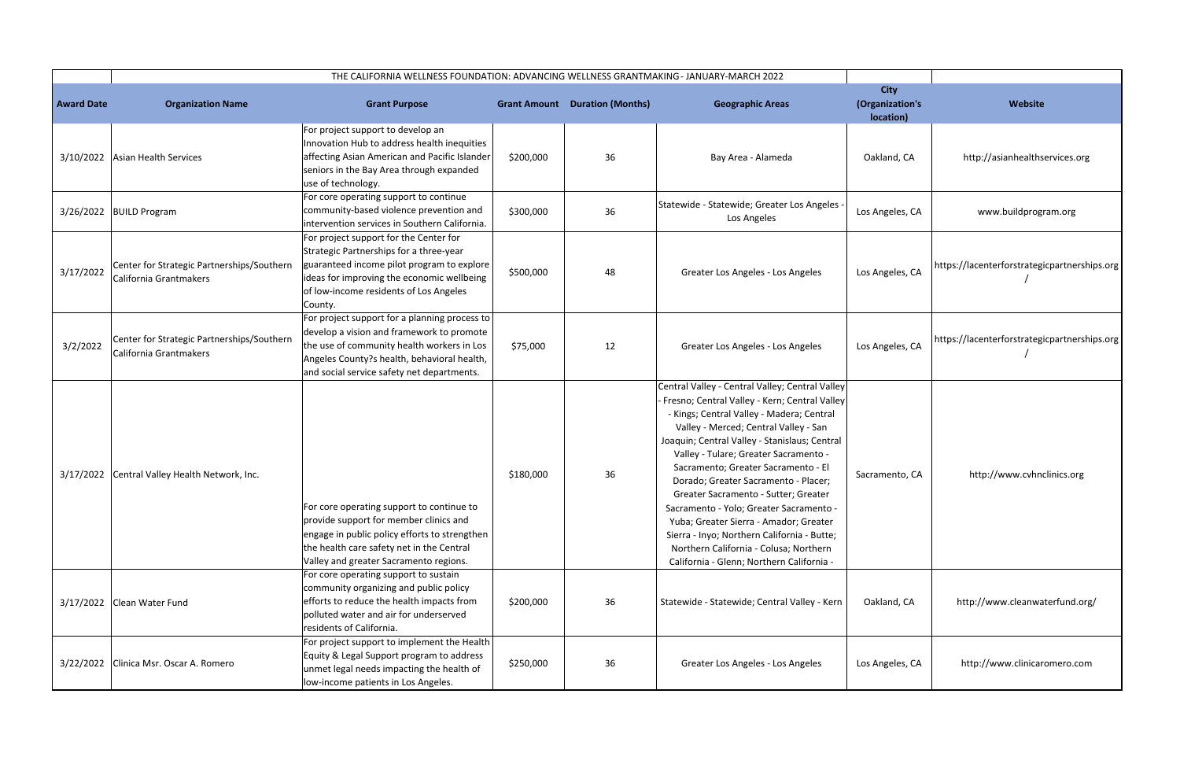| | THE CALIFORNIA WELLNESS FOUNDATION: ADVANCING WELLNESS GRANTMAKING - JANUARY-MARCH 2022 | | | | | | |
|---|---|---|---|---|---|---|---|
| **Award Date** | **Organization Name** | **Grant Purpose** | **Grant Amount** | **Duration (Months)** | **Geographic Areas** | **City (Organization's location)** | **Website** |
| 3/10/2022 | Asian Health Services | For project support to develop an Innovation Hub to address health inequities affecting Asian American and Pacific Islander seniors in the Bay Area through expanded use of technology. | $200,000 | 36 | Bay Area - Alameda | Oakland, CA | http://asianhealthservices.org |
| 3/26/2022 | BUILD Program | For core operating support to continue community-based violence prevention and intervention services in Southern California. | $300,000 | 36 | Statewide - Statewide; Greater Los Angeles - Los Angeles | Los Angeles, CA | www.buildprogram.org |
| 3/17/2022 | Center for Strategic Partnerships/Southern California Grantmakers | For project support for the Center for Strategic Partnerships for a three-year guaranteed income pilot program to explore ideas for improving the economic wellbeing of low-income residents of Los Angeles County. | $500,000 | 48 | Greater Los Angeles - Los Angeles | Los Angeles, CA | https://lacenterforstrategicpartnerships.org/ |
| 3/2/2022 | Center for Strategic Partnerships/Southern California Grantmakers | For project support for a planning process to develop a vision and framework to promote the use of community health workers in Los Angeles County?s health, behavioral health, and social service safety net departments. | $75,000 | 12 | Greater Los Angeles - Los Angeles | Los Angeles, CA | https://lacenterforstrategicpartnerships.org/ |
| 3/17/2022 | Central Valley Health Network, Inc. | For core operating support to continue to provide support for member clinics and engage in public policy efforts to strengthen the health care safety net in the Central Valley and greater Sacramento regions. | $180,000 | 36 | Central Valley - Central Valley; Central Valley - Fresno; Central Valley - Kern; Central Valley - Kings; Central Valley - Madera; Central Valley - Merced; Central Valley - San Joaquin; Central Valley - Stanislaus; Central Valley - Tulare; Greater Sacramento - Sacramento; Greater Sacramento - El Dorado; Greater Sacramento - Placer; Greater Sacramento - Sutter; Greater Sacramento - Yolo; Greater Sacramento - Yuba; Greater Sierra - Amador; Greater Sierra - Inyo; Northern California - Butte; Northern California - Colusa; Northern California - Glenn; Northern California - | Sacramento, CA | http://www.cvhnclinics.org |
| 3/17/2022 | Clean Water Fund | For core operating support to sustain community organizing and public policy efforts to reduce the health impacts from polluted water and air for underserved residents of California. | $200,000 | 36 | Statewide - Statewide; Central Valley - Kern | Oakland, CA | http://www.cleanwaterfund.org/ |
| 3/22/2022 | Clinica Msr. Oscar A. Romero | For project support to implement the Health Equity & Legal Support program to address unmet legal needs impacting the health of low-income patients in Los Angeles. | $250,000 | 36 | Greater Los Angeles - Los Angeles | Los Angeles, CA | http://www.clinicaromero.com |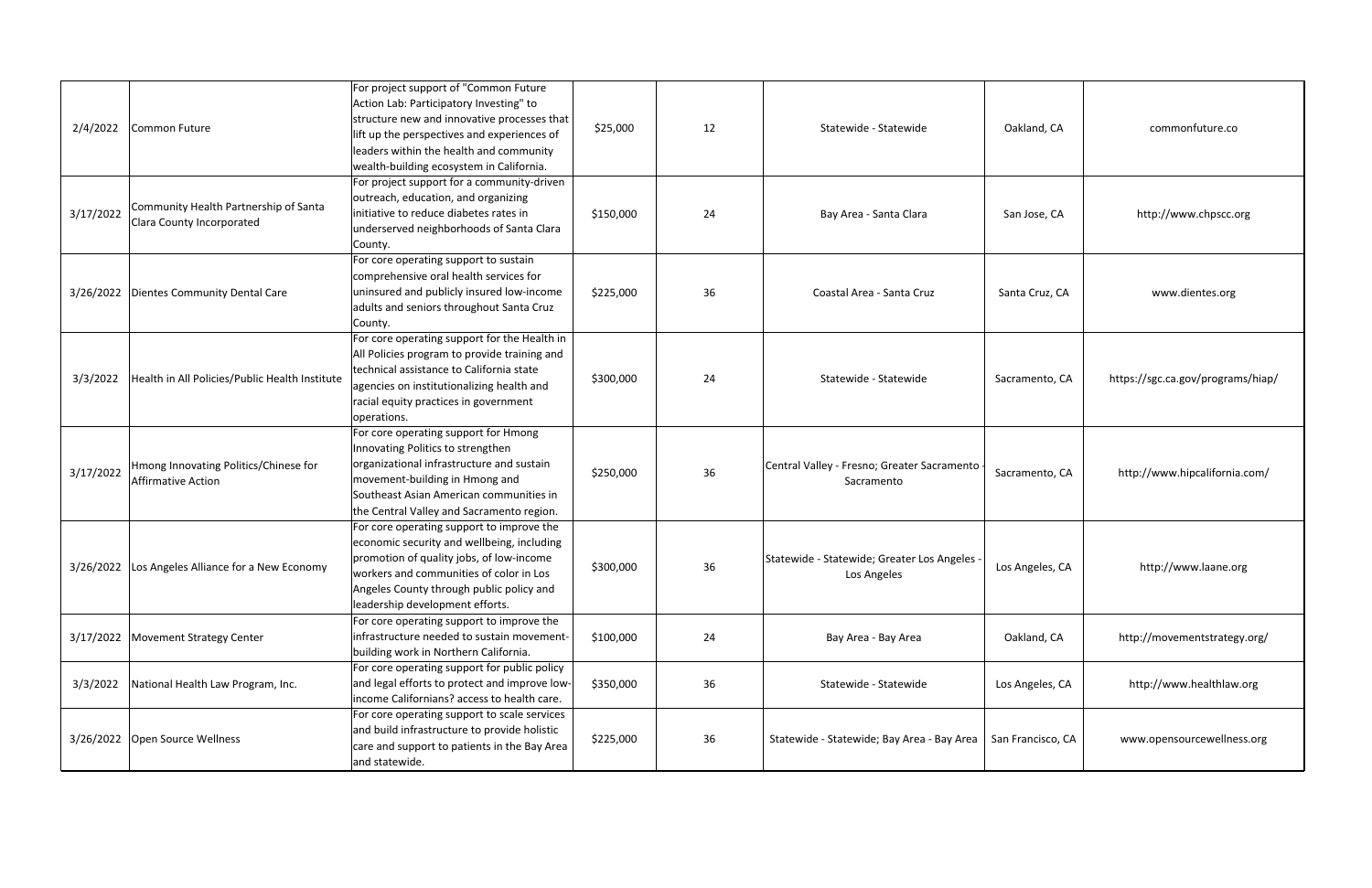| | | | | | | | |
|---|---|---|---|---|---|---|---|
| 2/4/2022 | Common Future | For project support of "Common Future Action Lab: Participatory Investing" to structure new and innovative processes that lift up the perspectives and experiences of leaders within the health and community wealth-building ecosystem in California. | $25,000 | 12 | Statewide - Statewide | Oakland, CA | commonfuture.co |
| 3/17/2022 | Community Health Partnership of Santa Clara County Incorporated | For project support for a community-driven outreach, education, and organizing initiative to reduce diabetes rates in underserved neighborhoods of Santa Clara County. | $150,000 | 24 | Bay Area - Santa Clara | San Jose, CA | http://www.chpscc.org |
| 3/26/2022 | Dientes Community Dental Care | For core operating support to sustain comprehensive oral health services for uninsured and publicly insured low-income adults and seniors throughout Santa Cruz County. | $225,000 | 36 | Coastal Area - Santa Cruz | Santa Cruz, CA | www.dientes.org |
| 3/3/2022 | Health in All Policies/Public Health Institute | For core operating support for the Health in All Policies program to provide training and technical assistance to California state agencies on institutionalizing health and racial equity practices in government operations. | $300,000 | 24 | Statewide - Statewide | Sacramento, CA | https://sgc.ca.gov/programs/hiap/ |
| 3/17/2022 | Hmong Innovating Politics/Chinese for Affirmative Action | For core operating support for Hmong Innovating Politics to strengthen organizational infrastructure and sustain movement-building in Hmong and Southeast Asian American communities in the Central Valley and Sacramento region. | $250,000 | 36 | Central Valley - Fresno; Greater Sacramento - Sacramento | Sacramento, CA | http://www.hipcalifornia.com/ |
| 3/26/2022 | Los Angeles Alliance for a New Economy | For core operating support to improve the economic security and wellbeing, including promotion of quality jobs, of low-income workers and communities of color in Los Angeles County through public policy and leadership development efforts. | $300,000 | 36 | Statewide - Statewide; Greater Los Angeles - Los Angeles | Los Angeles, CA | http://www.laane.org |
| 3/17/2022 | Movement Strategy Center | For core operating support to improve the infrastructure needed to sustain movement-building work in Northern California. | $100,000 | 24 | Bay Area - Bay Area | Oakland, CA | http://movementstrategy.org/ |
| 3/3/2022 | National Health Law Program, Inc. | For core operating support for public policy and legal efforts to protect and improve low-income Californians? access to health care. | $350,000 | 36 | Statewide - Statewide | Los Angeles, CA | http://www.healthlaw.org |
| 3/26/2022 | Open Source Wellness | For core operating support to scale services and build infrastructure to provide holistic care and support to patients in the Bay Area and statewide. | $225,000 | 36 | Statewide - Statewide; Bay Area - Bay Area | San Francisco, CA | www.opensourcewellness.org |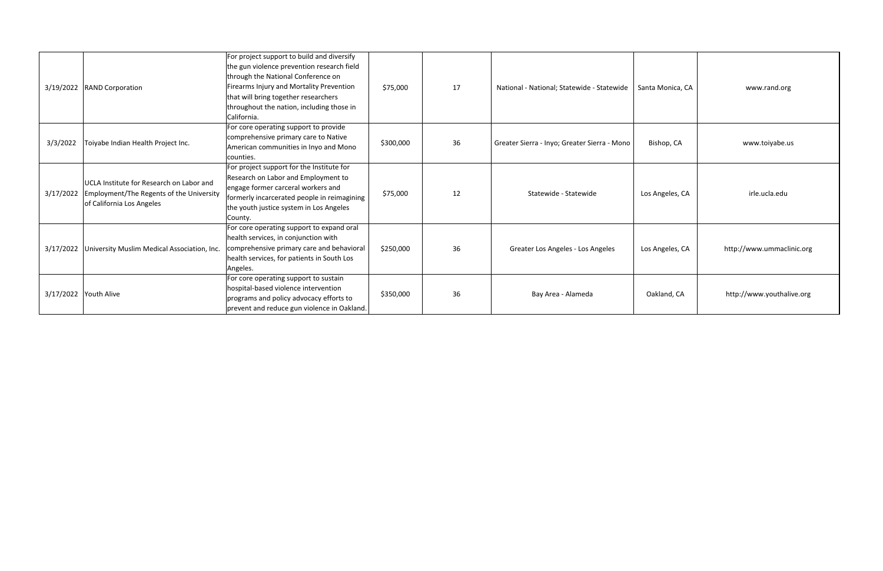| | | | | | | | |
|---|---|---|---|---|---|---|---|
| 3/19/2022 | RAND Corporation | For project support to build and diversify the gun violence prevention research field through the National Conference on Firearms Injury and Mortality Prevention that will bring together researchers throughout the nation, including those in California. | $75,000 | 17 | National - National; Statewide - Statewide | Santa Monica, CA | www.rand.org |
| 3/3/2022 | Toiyabe Indian Health Project Inc. | For core operating support to provide comprehensive primary care to Native American communities in Inyo and Mono counties. | $300,000 | 36 | Greater Sierra - Inyo; Greater Sierra - Mono | Bishop, CA | www.toiyabe.us |
| 3/17/2022 | UCLA Institute for Research on Labor and Employment/The Regents of the University of California Los Angeles | For project support for the Institute for Research on Labor and Employment to engage former carceral workers and formerly incarcerated people in reimagining the youth justice system in Los Angeles County. | $75,000 | 12 | Statewide - Statewide | Los Angeles, CA | irle.ucla.edu |
| 3/17/2022 | University Muslim Medical Association, Inc. | For core operating support to expand oral health services, in conjunction with comprehensive primary care and behavioral health services, for patients in South Los Angeles. | $250,000 | 36 | Greater Los Angeles - Los Angeles | Los Angeles, CA | http://www.ummaclinic.org |
| 3/17/2022 | Youth Alive | For core operating support to sustain hospital-based violence intervention programs and policy advocacy efforts to prevent and reduce gun violence in Oakland. | $350,000 | 36 | Bay Area - Alameda | Oakland, CA | http://www.youthalive.org |